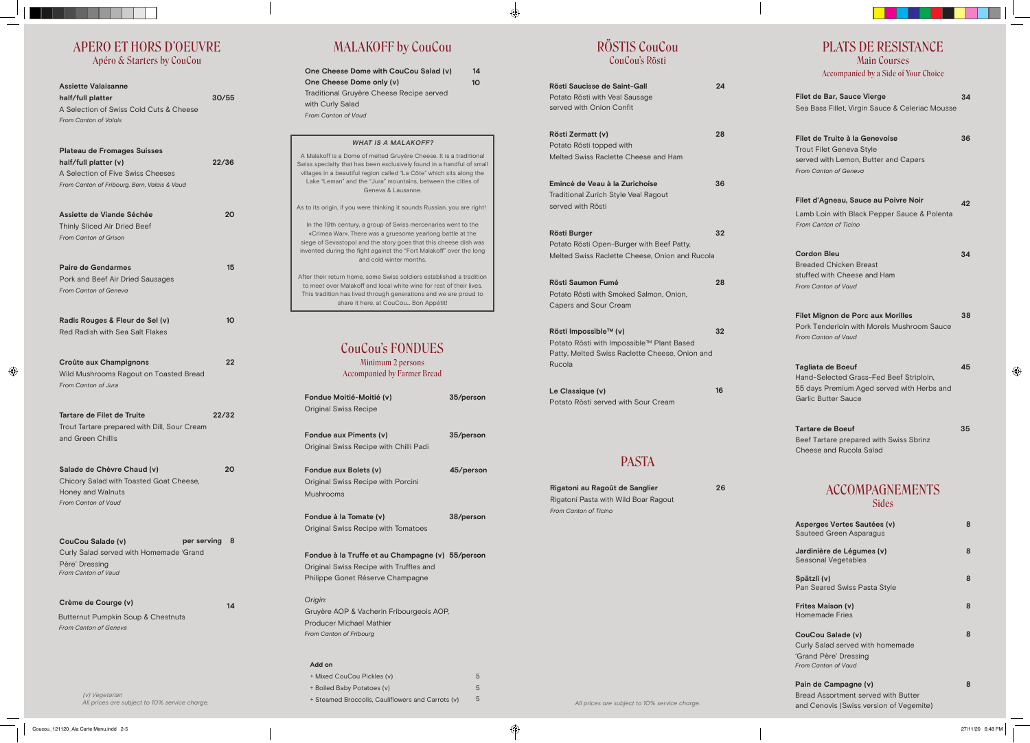# APERO ET HORS D'OEUVRE

## Apéro & Starters by CouCou

**Assiette Valaisanne**
**half/full platter** 30/55
A Selection of Swiss Cold Cuts & Cheese
*From Canton of Valais*

**Plateau de Fromages Suisses**
**half/full platter (v)** 22/36
A Selection of Five Swiss Cheeses
*From Canton of Fribourg, Bern, Valais & Vaud*

**Assiette de Viande Séchée** 20
Thinly Sliced Air Dried Beef
*From Canton of Grison*

**Paire de Gendarmes** 15
Pork and Beef Air Dried Sausages
*From Canton of Geneva*

**Radis Rouges & Fleur de Sel (v)** 10
Red Radish with Sea Salt Flakes

**Croûte aux Champignons** 22
Wild Mushrooms Ragout on Toasted Bread
*From Canton of Jura*

**Tartare de Filet de Truite** 22/32
Trout Tartare prepared with Dill, Sour Cream and Green Chillis

**Salade de Chèvre Chaud (v)** 20
Chicory Salad with Toasted Goat Cheese, Honey and Walnuts
*From Canton of Vaud*

**CouCou Salade (v)** **per serving** 8
Curly Salad served with Homemade 'Grand Père' Dressing
*From Canton of Vaud*

**Crème de Courge (v)** 14
Butternut Pumpkin Soup & Chestnuts
*From Canton of Geneva*

*(v) Vegetarian*
*All prices are subject to 10% service charge.*

# MALAKOFF by CouCou

**One Cheese Dome with CouCou Salad (v)** 14
**One Cheese Dome only (v)** 10
Traditional Gruyère Cheese Recipe served with Curly Salad
*From Canton of Vaud*

***WHAT IS A MALAKOFF?***

A Malakoff is a Dome of melted Gruyère Cheese. It is a traditional Swiss specialty that has been exclusively found in a handful of small villages in a beautiful region called "La Côte" which sits along the Lake "Leman" and the "Jura" mountains, between the cities of Geneva & Lausanne.

As to its origin, if you were thinking it sounds Russian, you are right!

In the 19th century, a group of Swiss mercenaries went to the «Crimea War». There was a gruesome yearlong battle at the siege of Sevastopol and the story goes that this cheese dish was invented during the fight against the "Fort Malakoff" over the long and cold winter months.

After their return home, some Swiss soldiers established a tradition to meet over Malakoff and local white wine for rest of their lives. This tradition has lived through generations and we are proud to share it here, at CouCou... Bon Appétit!

# CouCou's FONDUES

## Minimum 2 persons
## Accompanied by Farmer Bread

**Fondue Moitié-Moitié (v)** 35/person
Original Swiss Recipe

**Fondue aux Piments (v)** 35/person
Original Swiss Recipe with Chilli Padi

**Fondue aux Bolets (v)** 45/person
Original Swiss Recipe with Porcini Mushrooms

**Fondue à la Tomate (v)** 38/person
Original Swiss Recipe with Tomatoes

**Fondue à la Truffe et au Champagne (v)** 55/person
Original Swiss Recipe with Truffles and Philippe Gonet Réserve Champagne

*Origin:*
Gruyère AOP & Vacherin Fribourgeois AOP, Producer Michael Mathier
*From Canton of Fribourg*

**Add on**

| | |
|---|---|
| + Mixed CouCou Pickles (v) | 5 |
| + Boiled Baby Potatoes (v) | 5 |
| + Steamed Broccolis, Cauliflowers and Carrots (v) | 5 |

# RÖSTIS CouCou

## CouCou's Rösti

**Rösti Saucisse de Saint-Gall** 24
Potato Rösti with Veal Sausage served with Onion Confit

**Rösti Zermatt (v)** 28
Potato Rösti topped with Melted Swiss Raclette Cheese and Ham

**Emincé de Veau à la Zurichoise** 36
Traditional Zurich Style Veal Ragout served with Rösti

**Rösti Burger** 32
Potato Rösti Open-Burger with Beef Patty, Melted Swiss Raclette Cheese, Onion and Rucola

**Rösti Saumon Fumé** 28
Potato Rösti with Smoked Salmon, Onion, Capers and Sour Cream

**Rösti Impossible™ (v)** 32
Potato Rösti with Impossible™ Plant Based Patty, Melted Swiss Raclette Cheese, Onion and Rucola

**Le Classique (v)** 16
Potato Rösti served with Sour Cream

# PASTA

**Rigatoni au Ragoût de Sanglier** 26
Rigatoni Pasta with Wild Boar Ragout
*From Canton of Ticino*

*All prices are subject to 10% service charge.*

# PLATS DE RESISTANCE

## Main Courses
## Accompanied by a Side of Your Choice

**Filet de Bar, Sauce Vierge** 34
Sea Bass Fillet, Virgin Sauce & Celeriac Mousse

**Filet de Truite à la Genevoise** 36
Trout Filet Geneva Style served with Lemon, Butter and Capers
*From Canton of Geneva*

**Filet d'Agneau, Sauce au Poivre Noir** 42
Lamb Loin with Black Pepper Sauce & Polenta
*From Canton of Ticino*

**Cordon Bleu** 34
Breaded Chicken Breast stuffed with Cheese and Ham
*From Canton of Vaud*

**Filet Mignon de Porc aux Morilles** 38
Pork Tenderloin with Morels Mushroom Sauce
*From Canton of Vaud*

**Tagliata de Boeuf** 45
Hand-Selected Grass-Fed Beef Striploin, 55 days Premium Aged served with Herbs and Garlic Butter Sauce

**Tartare de Boeuf** 35
Beef Tartare prepared with Swiss Sbrinz Cheese and Rucola Salad

# ACCOMPAGNEMENTS

## Sides

**Asperges Vertes Sautées (v)** 8
Sauteed Green Asparagus

**Jardinière de Légumes (v)** 8
Seasonal Vegetables

**Spätzli (v)** 8
Pan Seared Swiss Pasta Style

**Frites Maison (v)** 8
Homemade Fries

**CouCou Salade (v)** 8
Curly Salad served with homemade 'Grand Père' Dressing
*From Canton of Vaud*

**Pain de Campagne (v)** 8
Bread Assortment served with Butter and Cenovis (Swiss version of Vegemite)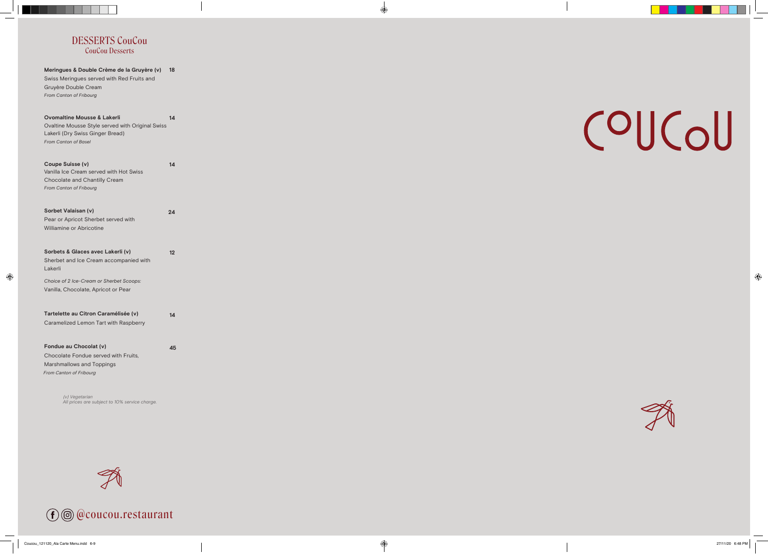# DESSERTS CouCou

## CouCou Desserts

**Meringues & Double Crème de la Gruyère (v)** **18**
Swiss Meringues served with Red Fruits and Gruyère Double Cream
*From Canton of Fribourg*

**Ovomaltine Mousse & Lakerli** **14**
Ovaltine Mousse Style served with Original Swiss Lakerli (Dry Swiss Ginger Bread)
*From Canton of Basel*

**Coupe Suisse (v)** **14**
Vanilla Ice Cream served with Hot Swiss Chocolate and Chantilly Cream
*From Canton of Fribourg*

**Sorbet Valaisan (v)** **24**
Pear or Apricot Sherbet served with Williamine or Abricotine

**Sorbets & Glaces avec Lakerli (v)** **12**
Sherbet and Ice Cream accompanied with Lakerli

*Choice of 2 Ice-Cream or Sherbet Scoops:*
Vanilla, Chocolate, Apricot or Pear

**Tartelette au Citron Caramélisée (v)** **14**
Caramelized Lemon Tart with Raspberry

**Fondue au Chocolat (v)** **45**
Chocolate Fondue served with Fruits, Marshmallows and Toppings
*From Canton of Fribourg*

*(v) Vegetarian*
*All prices are subject to 10% service charge.*

@coucou.restaurant

COUCOU